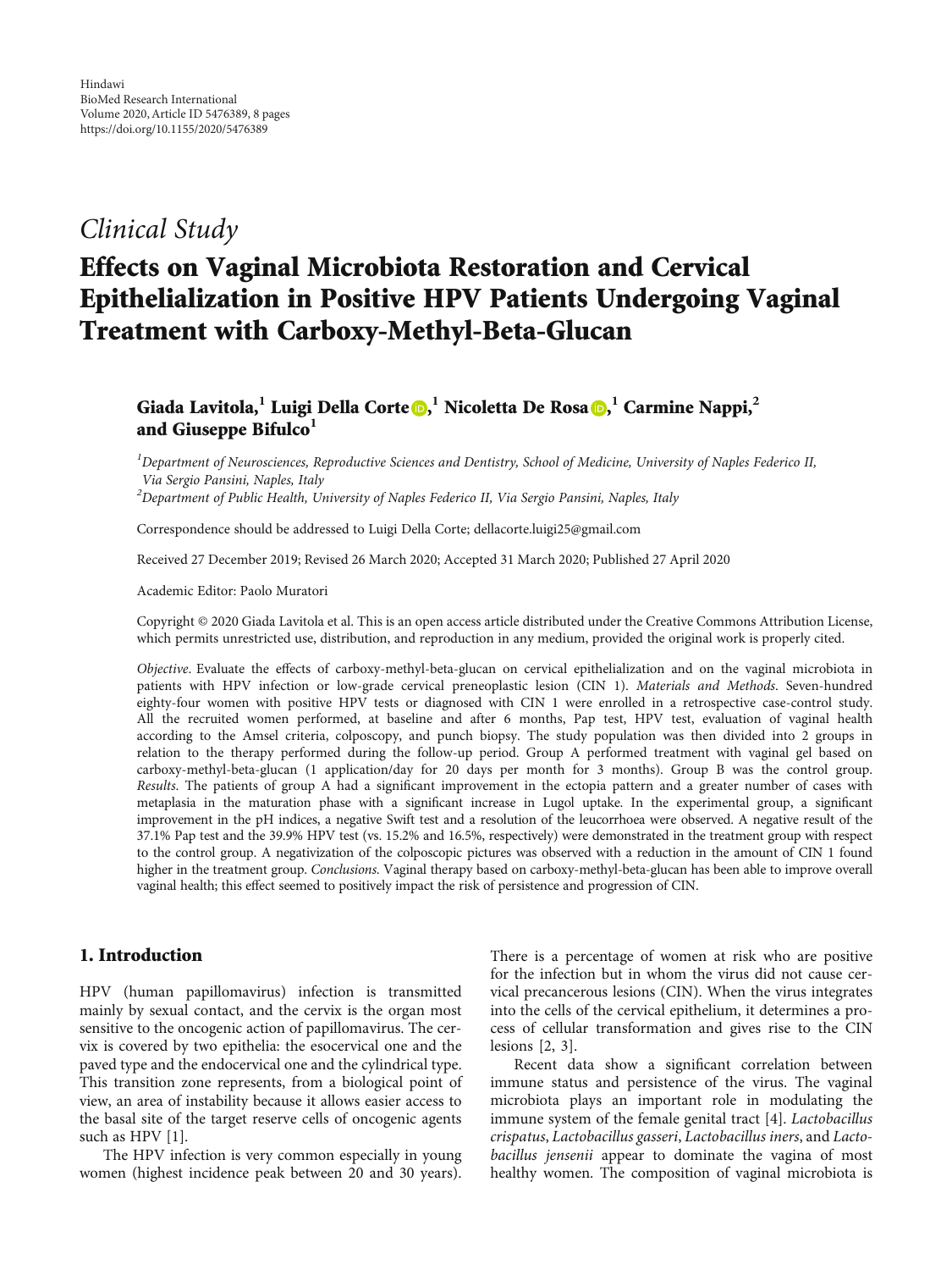Hindawi
BioMed Research International
Volume 2020, Article ID 5476389, 8 pages
https://doi.org/10.1155/2020/5476389

*Clinical Study*

# Effects on Vaginal Microbiota Restoration and Cervical Epithelialization in Positive HPV Patients Undergoing Vaginal Treatment with Carboxy-Methyl-Beta-Glucan

**Giada Lavitola,[1] Luigi Della Corte,[1] Nicoletta De Rosa,[1] Carmine Nappi,[2] and Giuseppe Bifulco[1]**

[1]*Department of Neurosciences, Reproductive Sciences and Dentistry, School of Medicine, University of Naples Federico II, Via Sergio Pansini, Naples, Italy*
[2]*Department of Public Health, University of Naples Federico II, Via Sergio Pansini, Naples, Italy*

Correspondence should be addressed to Luigi Della Corte; dellacorte.luigi25@gmail.com

Received 27 December 2019; Revised 26 March 2020; Accepted 31 March 2020; Published 27 April 2020

Academic Editor: Paolo Muratori

Copyright © 2020 Giada Lavitola et al. This is an open access article distributed under the Creative Commons Attribution License, which permits unrestricted use, distribution, and reproduction in any medium, provided the original work is properly cited.

*Objective*. Evaluate the effects of carboxy-methyl-beta-glucan on cervical epithelialization and on the vaginal microbiota in patients with HPV infection or low-grade cervical preneoplastic lesion (CIN 1). *Materials and Methods*. Seven-hundred eighty-four women with positive HPV tests or diagnosed with CIN 1 were enrolled in a retrospective case-control study. All the recruited women performed, at baseline and after 6 months, Pap test, HPV test, evaluation of vaginal health according to the Amsel criteria, colposcopy, and punch biopsy. The study population was then divided into 2 groups in relation to the therapy performed during the follow-up period. Group A performed treatment with vaginal gel based on carboxy-methyl-beta-glucan (1 application/day for 20 days per month for 3 months). Group B was the control group. *Results*. The patients of group A had a significant improvement in the ectopia pattern and a greater number of cases with metaplasia in the maturation phase with a significant increase in Lugol uptake. In the experimental group, a significant improvement in the pH indices, a negative Swift test and a resolution of the leucorrhoea were observed. A negative result of the 37.1% Pap test and the 39.9% HPV test (vs. 15.2% and 16.5%, respectively) were demonstrated in the treatment group with respect to the control group. A negativization of the colposcopic pictures was observed with a reduction in the amount of CIN 1 found higher in the treatment group. *Conclusions*. Vaginal therapy based on carboxy-methyl-beta-glucan has been able to improve overall vaginal health; this effect seemed to positively impact the risk of persistence and progression of CIN.

## 1. Introduction

HPV (human papillomavirus) infection is transmitted mainly by sexual contact, and the cervix is the organ most sensitive to the oncogenic action of papillomavirus. The cervix is covered by two epithelia: the esocervical one and the paved type and the endocervical one and the cylindrical type. This transition zone represents, from a biological point of view, an area of instability because it allows easier access to the basal site of the target reserve cells of oncogenic agents such as HPV [1].

The HPV infection is very common especially in young women (highest incidence peak between 20 and 30 years). There is a percentage of women at risk who are positive for the infection but in whom the virus did not cause cervical precancerous lesions (CIN). When the virus integrates into the cells of the cervical epithelium, it determines a process of cellular transformation and gives rise to the CIN lesions [2, 3].

Recent data show a significant correlation between immune status and persistence of the virus. The vaginal microbiota plays an important role in modulating the immune system of the female genital tract [4]. *Lactobacillus crispatus*, *Lactobacillus gasseri*, *Lactobacillus iners*, and *Lactobacillus jensenii* appear to dominate the vagina of most healthy women. The composition of vaginal microbiota is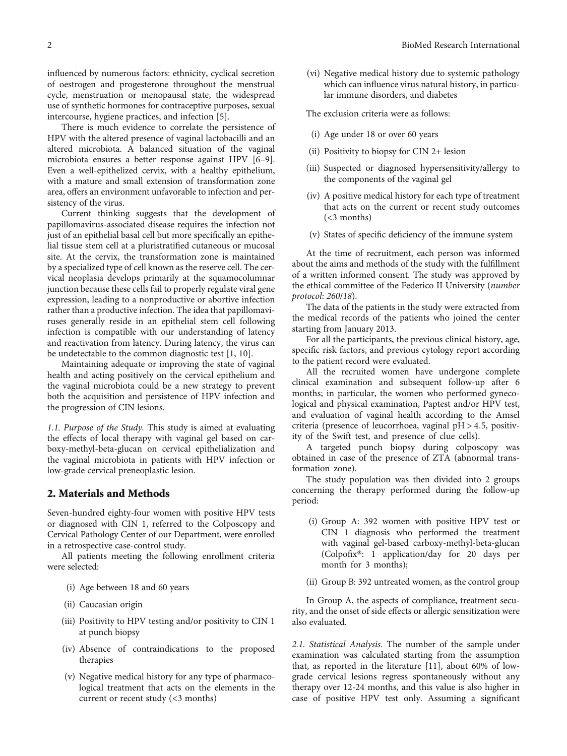influenced by numerous factors: ethnicity, cyclical secretion of oestrogen and progesterone throughout the menstrual cycle, menstruation or menopausal state, the widespread use of synthetic hormones for contraceptive purposes, sexual intercourse, hygiene practices, and infection [5].

There is much evidence to correlate the persistence of HPV with the altered presence of vaginal lactobacilli and an altered microbiota. A balanced situation of the vaginal microbiota ensures a better response against HPV [6–9]. Even a well-epithelized cervix, with a healthy epithelium, with a mature and small extension of transformation zone area, offers an environment unfavorable to infection and persistency of the virus.

Current thinking suggests that the development of papillomavirus-associated disease requires the infection not just of an epithelial basal cell but more specifically an epithelial tissue stem cell at a pluristratified cutaneous or mucosal site. At the cervix, the transformation zone is maintained by a specialized type of cell known as the reserve cell. The cervical neoplasia develops primarily at the squamocolumnar junction because these cells fail to properly regulate viral gene expression, leading to a nonproductive or abortive infection rather than a productive infection. The idea that papillomaviruses generally reside in an epithelial stem cell following infection is compatible with our understanding of latency and reactivation from latency. During latency, the virus can be undetectable to the common diagnostic test [1, 10].

Maintaining adequate or improving the state of vaginal health and acting positively on the cervical epithelium and the vaginal microbiota could be a new strategy to prevent both the acquisition and persistence of HPV infection and the progression of CIN lesions.

*1.1. Purpose of the Study.* This study is aimed at evaluating the effects of local therapy with vaginal gel based on carboxy-methyl-beta-glucan on cervical epithelialization and the vaginal microbiota in patients with HPV infection or low-grade cervical preneoplastic lesion.

## 2. Materials and Methods

Seven-hundred eighty-four women with positive HPV tests or diagnosed with CIN 1, referred to the Colposcopy and Cervical Pathology Center of our Department, were enrolled in a retrospective case-control study.

All patients meeting the following enrollment criteria were selected:

(i) Age between 18 and 60 years

(ii) Caucasian origin

(iii) Positivity to HPV testing and/or positivity to CIN 1 at punch biopsy

(iv) Absence of contraindications to the proposed therapies

(v) Negative medical history for any type of pharmacological treatment that acts on the elements in the current or recent study (<3 months)

(vi) Negative medical history due to systemic pathology which can influence virus natural history, in particular immune disorders, and diabetes

The exclusion criteria were as follows:

(i) Age under 18 or over 60 years

(ii) Positivity to biopsy for CIN 2+ lesion

(iii) Suspected or diagnosed hypersensitivity/allergy to the components of the vaginal gel

(iv) A positive medical history for each type of treatment that acts on the current or recent study outcomes (<3 months)

(v) States of specific deficiency of the immune system

At the time of recruitment, each person was informed about the aims and methods of the study with the fulfillment of a written informed consent. The study was approved by the ethical committee of the Federico II University (*number protocol*: *260/18*).

The data of the patients in the study were extracted from the medical records of the patients who joined the center starting from January 2013.

For all the participants, the previous clinical history, age, specific risk factors, and previous cytology report according to the patient record were evaluated.

All the recruited women have undergone complete clinical examination and subsequent follow-up after 6 months; in particular, the women who performed gynecological and physical examination, Paptest and/or HPV test, and evaluation of vaginal health according to the Amsel criteria (presence of leucorrhoea, vaginal pH > 4.5, positivity of the Swift test, and presence of clue cells).

A targeted punch biopsy during colposcopy was obtained in case of the presence of ZTA (abnormal transformation zone).

The study population was then divided into 2 groups concerning the therapy performed during the follow-up period:

(i) Group A: 392 women with positive HPV test or CIN 1 diagnosis who performed the treatment with vaginal gel-based carboxy-methyl-beta-glucan (Colpofix®: 1 application/day for 20 days per month for 3 months);

(ii) Group B: 392 untreated women, as the control group

In Group A, the aspects of compliance, treatment security, and the onset of side effects or allergic sensitization were also evaluated.

*2.1. Statistical Analysis.* The number of the sample under examination was calculated starting from the assumption that, as reported in the literature [11], about 60% of low-grade cervical lesions regress spontaneously without any therapy over 12-24 months, and this value is also higher in case of positive HPV test only. Assuming a significant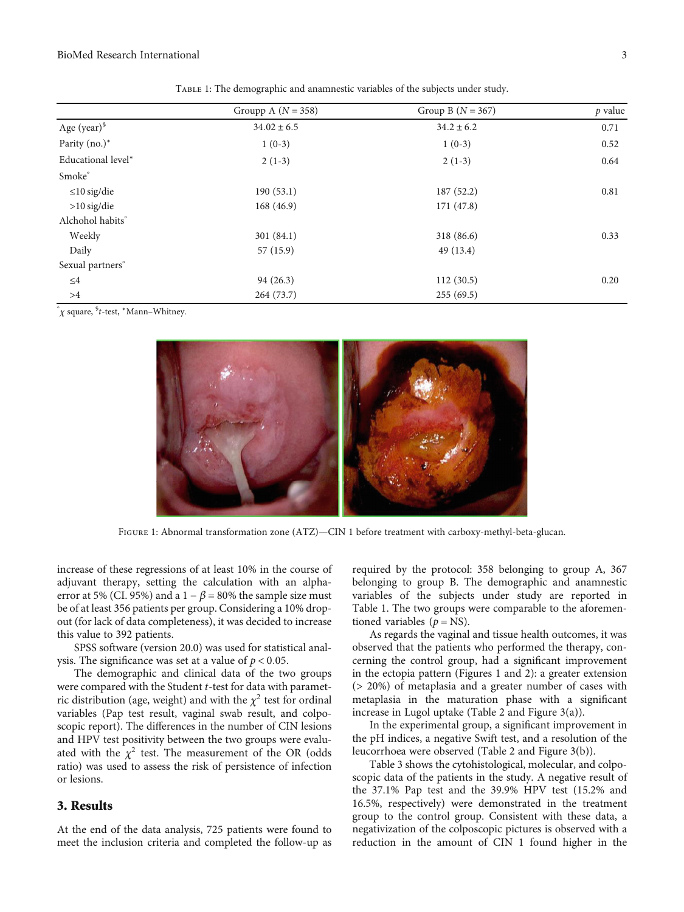Table 1: The demographic and anamnestic variables of the subjects under study.

| | Groupp A ($N = 358$) | Group B ($N = 367$) | $p$ value |
|---|---|---|---|
| Age (year)[$] | 34.02 ± 6.5 | 34.2 ± 6.2 | 0.71 |
| Parity (no.)[*] | 1 (0-3) | 1 (0-3) | 0.52 |
| Educational level[*] | 2 (1-3) | 2 (1-3) | 0.64 |
| Smoke[°] | | | |
| ≤10 sig/die | 190 (53.1) | 187 (52.2) | 0.81 |
| >10 sig/die | 168 (46.9) | 171 (47.8) | |
| Alchohol habits[°] | | | |
| Weekly | 301 (84.1) | 318 (86.6) | 0.33 |
| Daily | 57 (15.9) | 49 (13.4) | |
| Sexual partners[°] | | | |
| ≤4 | 94 (26.3) | 112 (30.5) | 0.20 |
| >4 | 264 (73.7) | 255 (69.5) | |

[°]$\chi$ square, [$]$t$-test, [*]Mann–Whitney.

Figure 1: Abnormal transformation zone (ATZ)—CIN 1 before treatment with carboxy-methyl-beta-glucan.

increase of these regressions of at least 10% in the course of adjuvant therapy, setting the calculation with an alpha-error at 5% (CI. 95%) and a $1 - \beta = 80\%$ the sample size must be of at least 356 patients per group. Considering a 10% drop-out (for lack of data completeness), it was decided to increase this value to 392 patients.

SPSS software (version 20.0) was used for statistical analysis. The significance was set at a value of $p < 0.05$.

The demographic and clinical data of the two groups were compared with the Student $t$-test for data with parametric distribution (age, weight) and with the $\chi^2$ test for ordinal variables (Pap test result, vaginal swab result, and colposcopic report). The differences in the number of CIN lesions and HPV test positivity between the two groups were evaluated with the $\chi^2$ test. The measurement of the OR (odds ratio) was used to assess the risk of persistence of infection or lesions.

## 3. Results

At the end of the data analysis, 725 patients were found to meet the inclusion criteria and completed the follow-up as required by the protocol: 358 belonging to group A, 367 belonging to group B. The demographic and anamnestic variables of the subjects under study are reported in Table 1. The two groups were comparable to the aforementioned variables ($p$ = NS).

As regards the vaginal and tissue health outcomes, it was observed that the patients who performed the therapy, concerning the control group, had a significant improvement in the ectopia pattern (Figures 1 and 2): a greater extension (> 20%) of metaplasia and a greater number of cases with metaplasia in the maturation phase with a significant increase in Lugol uptake (Table 2 and Figure 3(a)).

In the experimental group, a significant improvement in the pH indices, a negative Swift test, and a resolution of the leucorrhoea were observed (Table 2 and Figure 3(b)).

Table 3 shows the cytohistological, molecular, and colposcopic data of the patients in the study. A negative result of the 37.1% Pap test and the 39.9% HPV test (15.2% and 16.5%, respectively) were demonstrated in the treatment group to the control group. Consistent with these data, a negativization of the colposcopic pictures is observed with a reduction in the amount of CIN 1 found higher in the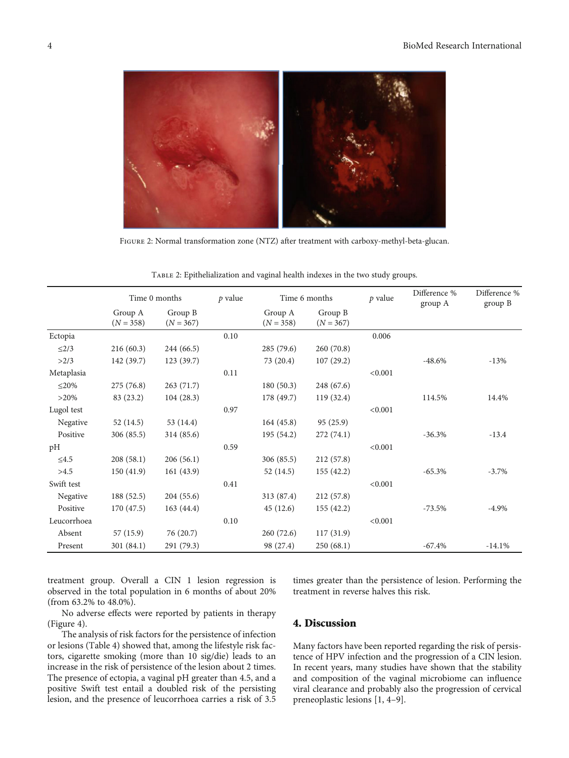Figure 2: Normal transformation zone (NTZ) after treatment with carboxy-methyl-beta-glucan.

Table 2: Epithelialization and vaginal health indexes in the two study groups.

| | Time 0 months | | $p$ value | Time 6 months | | $p$ value | Difference % group A | Difference % group B |
|---|---|---|---|---|---|---|---|---|
| | Group A ($N = 358$) | Group B ($N = 367$) | | Group A ($N = 358$) | Group B ($N = 367$) | | | |
| Ectopia | | | 0.10 | | | 0.006 | | |
| ≤2/3 | 216 (60.3) | 244 (66.5) | | 285 (79.6) | 260 (70.8) | | | |
| >2/3 | 142 (39.7) | 123 (39.7) | | 73 (20.4) | 107 (29.2) | | -48.6% | -13% |
| Metaplasia | | | 0.11 | | | <0.001 | | |
| ≤20% | 275 (76.8) | 263 (71.7) | | 180 (50.3) | 248 (67.6) | | | |
| >20% | 83 (23.2) | 104 (28.3) | | 178 (49.7) | 119 (32.4) | | 114.5% | 14.4% |
| Lugol test | | | 0.97 | | | <0.001 | | |
| Negative | 52 (14.5) | 53 (14.4) | | 164 (45.8) | 95 (25.9) | | | |
| Positive | 306 (85.5) | 314 (85.6) | | 195 (54.2) | 272 (74.1) | | -36.3% | -13.4 |
| pH | | | 0.59 | | | <0.001 | | |
| ≤4.5 | 208 (58.1) | 206 (56.1) | | 306 (85.5) | 212 (57.8) | | | |
| >4.5 | 150 (41.9) | 161 (43.9) | | 52 (14.5) | 155 (42.2) | | -65.3% | -3.7% |
| Swift test | | | 0.41 | | | <0.001 | | |
| Negative | 188 (52.5) | 204 (55.6) | | 313 (87.4) | 212 (57.8) | | | |
| Positive | 170 (47.5) | 163 (44.4) | | 45 (12.6) | 155 (42.2) | | -73.5% | -4.9% |
| Leucorrhoea | | | 0.10 | | | <0.001 | | |
| Absent | 57 (15.9) | 76 (20.7) | | 260 (72.6) | 117 (31.9) | | | |
| Present | 301 (84.1) | 291 (79.3) | | 98 (27.4) | 250 (68.1) | | -67.4% | -14.1% |

treatment group. Overall a CIN 1 lesion regression is observed in the total population in 6 months of about 20% (from 63.2% to 48.0%).

No adverse effects were reported by patients in therapy (Figure 4).

The analysis of risk factors for the persistence of infection or lesions (Table 4) showed that, among the lifestyle risk factors, cigarette smoking (more than 10 sig/die) leads to an increase in the risk of persistence of the lesion about 2 times. The presence of ectopia, a vaginal pH greater than 4.5, and a positive Swift test entail a doubled risk of the persisting lesion, and the presence of leucorrhoea carries a risk of 3.5 times greater than the persistence of lesion. Performing the treatment in reverse halves this risk.

## 4. Discussion

Many factors have been reported regarding the risk of persistence of HPV infection and the progression of a CIN lesion. In recent years, many studies have shown that the stability and composition of the vaginal microbiome can influence viral clearance and probably also the progression of cervical preneoplastic lesions [1, 4–9].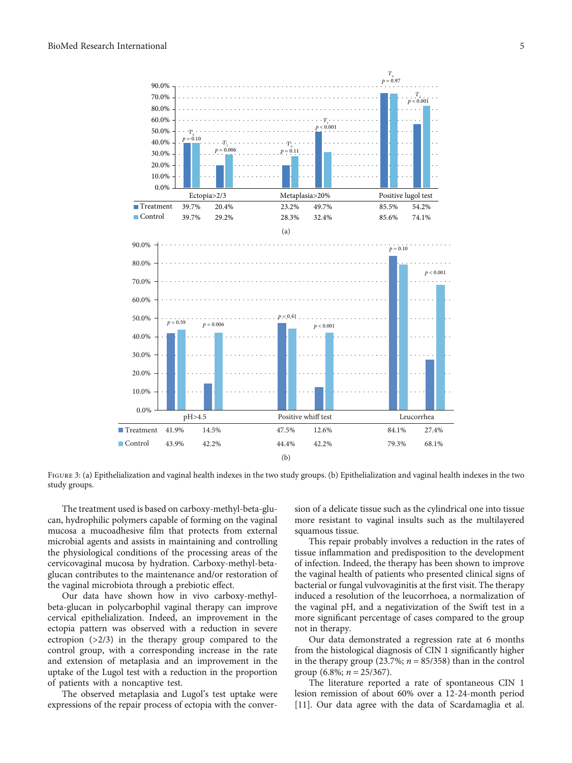| | Ectopia>2/3 | | Metaplasia>20% | | Positive lugol test | |
|---|---|---|---|---|---|---|
| | $T_0$ $p = 0.10$ | $T_1$ $p = 0.006$ | $T_0$ $p = 0.11$ | $T_1$ $p < 0.001$ | $T_0$ $p = 0.97$ | $T_1$ $p < 0.001$ |
| Treatment | 39.7% | 20.4% | 23.2% | 49.7% | 85.5% | 54.2% |
| Control | 39.7% | 29.2% | 28.3% | 32.4% | 85.6% | 74.1% |

(a)

| | pH>4.5 | | Positive whiff test | | Leucorrhea | |
|---|---|---|---|---|---|---|
| | $p = 0.59$ | $p = 0.006$ | $p = 0.41$ | $p < 0.001$ | $p = 0.10$ | $p < 0.001$ |
| Treatment | 41.9% | 14.5% | 47.5% | 12.6% | 84.1% | 27.4% |
| Control | 43.9% | 42.2% | 44.4% | 42.2% | 79.3% | 68.1% |

(b)

Figure 3: (a) Epithelialization and vaginal health indexes in the two study groups. (b) Epithelialization and vaginal health indexes in the two study groups.

The treatment used is based on carboxy-methyl-beta-glucan, hydrophilic polymers capable of forming on the vaginal mucosa a mucoadhesive film that protects from external microbial agents and assists in maintaining and controlling the physiological conditions of the processing areas of the cervicovaginal mucosa by hydration. Carboxy-methyl-beta-glucan contributes to the maintenance and/or restoration of the vaginal microbiota through a prebiotic effect.

Our data have shown how in vivo carboxy-methyl-beta-glucan in polycarbophil vaginal therapy can improve cervical epithelialization. Indeed, an improvement in the ectopia pattern was observed with a reduction in severe ectropion (>2/3) in the therapy group compared to the control group, with a corresponding increase in the rate and extension of metaplasia and an improvement in the uptake of the Lugol test with a reduction in the proportion of patients with a noncaptive test.

The observed metaplasia and Lugol's test uptake were expressions of the repair process of ectopia with the conversion of a delicate tissue such as the cylindrical one into tissue more resistant to vaginal insults such as the multilayered squamous tissue.

This repair probably involves a reduction in the rates of tissue inflammation and predisposition to the development of infection. Indeed, the therapy has been shown to improve the vaginal health of patients who presented clinical signs of bacterial or fungal vulvovaginitis at the first visit. The therapy induced a resolution of the leucorrhoea, a normalization of the vaginal pH, and a negativization of the Swift test in a more significant percentage of cases compared to the group not in therapy.

Our data demonstrated a regression rate at 6 months from the histological diagnosis of CIN 1 significantly higher in the therapy group (23.7%; $n = 85/358$) than in the control group (6.8%; $n = 25/367$).

The literature reported a rate of spontaneous CIN 1 lesion remission of about 60% over a 12-24-month period [11]. Our data agree with the data of Scardamaglia et al.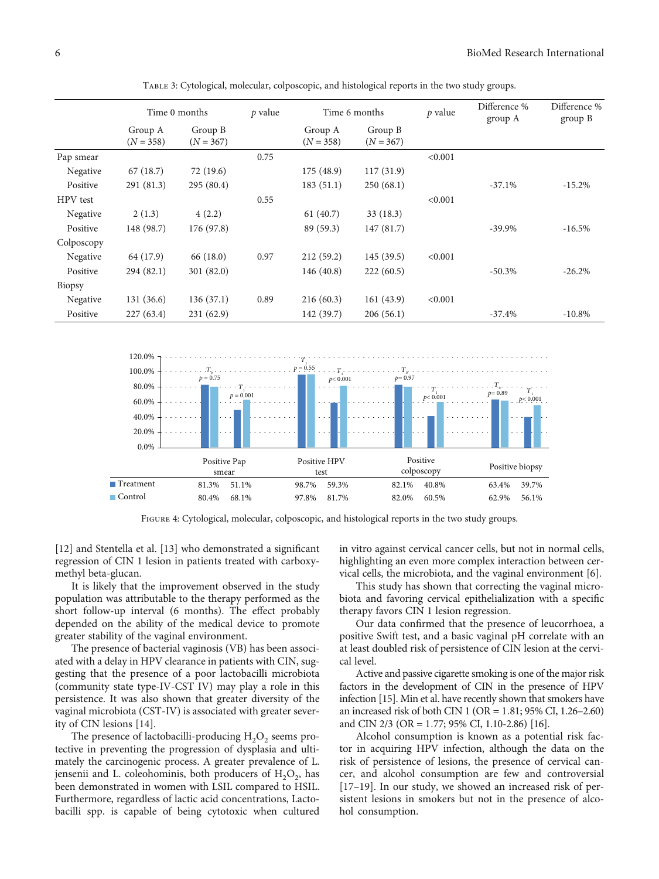Table 3: Cytological, molecular, colposcopic, and histological reports in the two study groups.

| | Time 0 months | | $p$ value | Time 6 months | | $p$ value | Difference % group A | Difference % group B |
|---|---|---|---|---|---|---|---|---|
| | Group A ($N = 358$) | Group B ($N = 367$) | | Group A ($N = 358$) | Group B ($N = 367$) | | | |
| Pap smear | | | 0.75 | | | <0.001 | | |
| Negative | 67 (18.7) | 72 (19.6) | | 175 (48.9) | 117 (31.9) | | | |
| Positive | 291 (81.3) | 295 (80.4) | | 183 (51.1) | 250 (68.1) | | -37.1% | -15.2% |
| HPV test | | | 0.55 | | | <0.001 | | |
| Negative | 2 (1.3) | 4 (2.2) | | 61 (40.7) | 33 (18.3) | | | |
| Positive | 148 (98.7) | 176 (97.8) | | 89 (59.3) | 147 (81.7) | | -39.9% | -16.5% |
| Colposcopy | | | | | | | | |
| Negative | 64 (17.9) | 66 (18.0) | 0.97 | 212 (59.2) | 145 (39.5) | <0.001 | | |
| Positive | 294 (82.1) | 301 (82.0) | | 146 (40.8) | 222 (60.5) | | -50.3% | -26.2% |
| Biopsy | | | | | | | | |
| Negative | 131 (36.6) | 136 (37.1) | 0.89 | 216 (60.3) | 161 (43.9) | <0.001 | | |
| Positive | 227 (63.4) | 231 (62.9) | | 142 (39.7) | 206 (56.1) | | -37.4% | -10.8% |

| | Positive Pap smear | | Positive HPV test | | Positive colposcopy | | Positive biopsy | |
|---|---|---|---|---|---|---|---|---|
| | $T_0$ ($p = 0.75$) | $T_1$ ($p = 0.001$) | $T_1$ ($p = 0.55$) | $T_1$ ($p < 0.001$) | $T_0$ ($p = 0.97$) | $T_1$ ($p < 0.001$) | $T_0$ ($p = 0.89$) | $T_1$ ($p < 0.001$) |
| Treatment | 81.3% | 51.1% | 98.7% | 59.3% | 82.1% | 40.8% | 63.4% | 39.7% |
| Control | 80.4% | 68.1% | 97.8% | 81.7% | 82.0% | 60.5% | 62.9% | 56.1% |

Figure 4: Cytological, molecular, colposcopic, and histological reports in the two study groups.

[12] and Stentella et al. [13] who demonstrated a significant regression of CIN 1 lesion in patients treated with carboxymethyl beta-glucan.

It is likely that the improvement observed in the study population was attributable to the therapy performed as the short follow-up interval (6 months). The effect probably depended on the ability of the medical device to promote greater stability of the vaginal environment.

The presence of bacterial vaginosis (VB) has been associated with a delay in HPV clearance in patients with CIN, suggesting that the presence of a poor lactobacilli microbiota (community state type-IV-CST IV) may play a role in this persistence. It was also shown that greater diversity of the vaginal microbiota (CST-IV) is associated with greater severity of CIN lesions [14].

The presence of lactobacilli-producing $H_2O_2$ seems protective in preventing the progression of dysplasia and ultimately the carcinogenic process. A greater prevalence of L. jensenii and L. coleohominis, both producers of $H_2O_2$, has been demonstrated in women with LSIL compared to HSIL. Furthermore, regardless of lactic acid concentrations, Lactobacilli spp. is capable of being cytotoxic when cultured in vitro against cervical cancer cells, but not in normal cells, highlighting an even more complex interaction between cervical cells, the microbiota, and the vaginal environment [6].

This study has shown that correcting the vaginal microbiota and favoring cervical epithelialization with a specific therapy favors CIN 1 lesion regression.

Our data confirmed that the presence of leucorrhoea, a positive Swift test, and a basic vaginal pH correlate with an at least doubled risk of persistence of CIN lesion at the cervical level.

Active and passive cigarette smoking is one of the major risk factors in the development of CIN in the presence of HPV infection [15]. Min et al. have recently shown that smokers have an increased risk of both CIN 1 (OR = 1.81; 95% CI, 1.26–2.60) and CIN 2/3 (OR = 1.77; 95% CI, 1.10-2.86) [16].

Alcohol consumption is known as a potential risk factor in acquiring HPV infection, although the data on the risk of persistence of lesions, the presence of cervical cancer, and alcohol consumption are few and controversial [17–19]. In our study, we showed an increased risk of persistent lesions in smokers but not in the presence of alcohol consumption.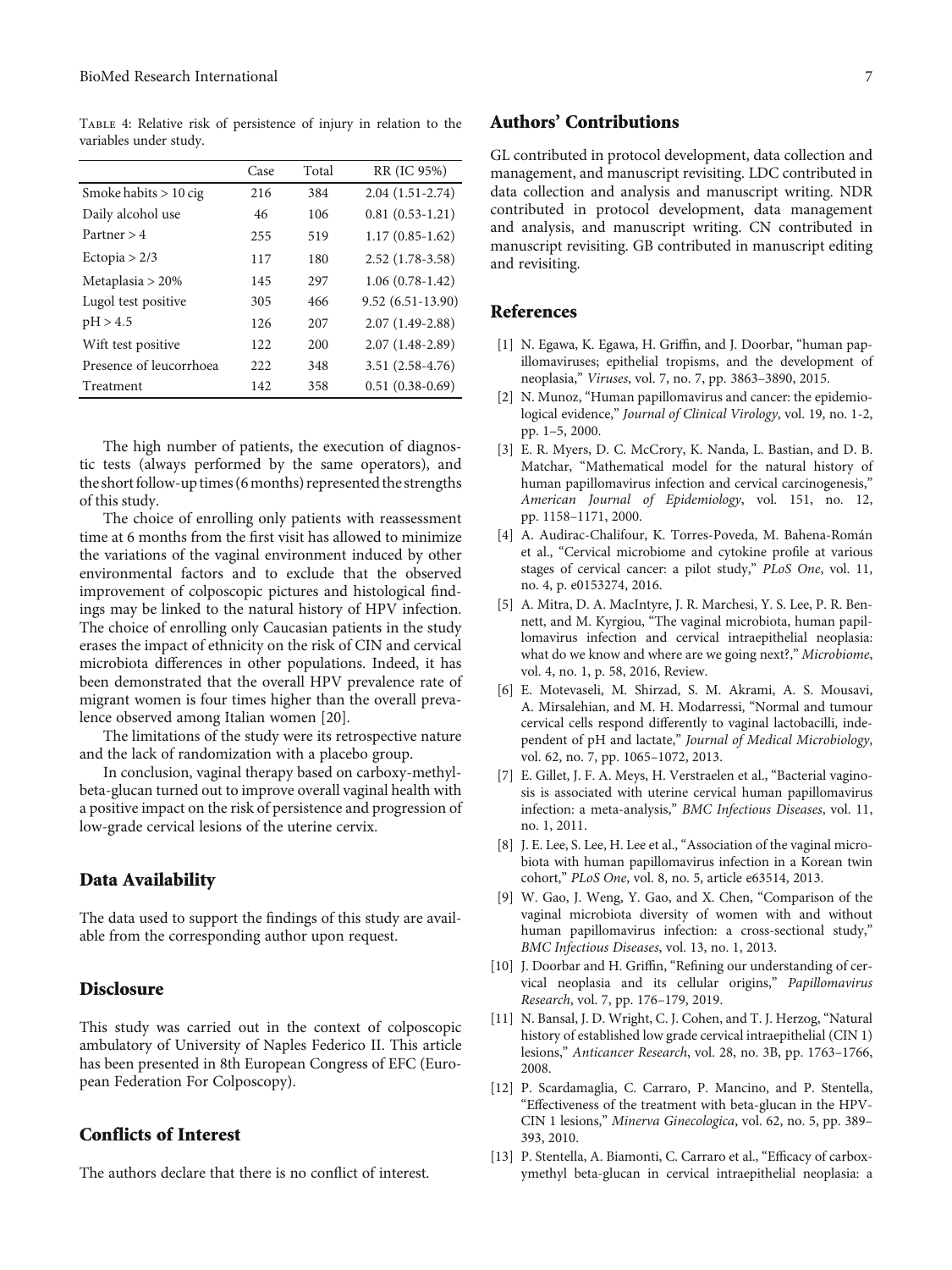Table 4: Relative risk of persistence of injury in relation to the variables under study.

| | Case | Total | RR (IC 95%) |
|---|---|---|---|
| Smoke habits > 10 cig | 216 | 384 | 2.04 (1.51-2.74) |
| Daily alcohol use | 46 | 106 | 0.81 (0.53-1.21) |
| Partner > 4 | 255 | 519 | 1.17 (0.85-1.62) |
| Ectopia > 2/3 | 117 | 180 | 2.52 (1.78-3.58) |
| Metaplasia > 20% | 145 | 297 | 1.06 (0.78-1.42) |
| Lugol test positive | 305 | 466 | 9.52 (6.51-13.90) |
| pH > 4.5 | 126 | 207 | 2.07 (1.49-2.88) |
| Wift test positive | 122 | 200 | 2.07 (1.48-2.89) |
| Presence of leucorrhoea | 222 | 348 | 3.51 (2.58-4.76) |
| Treatment | 142 | 358 | 0.51 (0.38-0.69) |

The high number of patients, the execution of diagnostic tests (always performed by the same operators), and the short follow-up times (6 months) represented the strengths of this study.

The choice of enrolling only patients with reassessment time at 6 months from the first visit has allowed to minimize the variations of the vaginal environment induced by other environmental factors and to exclude that the observed improvement of colposcopic pictures and histological findings may be linked to the natural history of HPV infection. The choice of enrolling only Caucasian patients in the study erases the impact of ethnicity on the risk of CIN and cervical microbiota differences in other populations. Indeed, it has been demonstrated that the overall HPV prevalence rate of migrant women is four times higher than the overall prevalence observed among Italian women [20].

The limitations of the study were its retrospective nature and the lack of randomization with a placebo group.

In conclusion, vaginal therapy based on carboxy-methyl-beta-glucan turned out to improve overall vaginal health with a positive impact on the risk of persistence and progression of low-grade cervical lesions of the uterine cervix.

## Data Availability

The data used to support the findings of this study are available from the corresponding author upon request.

## Disclosure

This study was carried out in the context of colposcopic ambulatory of University of Naples Federico II. This article has been presented in 8th European Congress of EFC (European Federation For Colposcopy).

## Conflicts of Interest

The authors declare that there is no conflict of interest.

## Authors' Contributions

GL contributed in protocol development, data collection and management, and manuscript revisiting. LDC contributed in data collection and analysis and manuscript writing. NDR contributed in protocol development, data management and analysis, and manuscript writing. CN contributed in manuscript revisiting. GB contributed in manuscript editing and revisiting.

## References

[1] N. Egawa, K. Egawa, H. Griffin, and J. Doorbar, "human papillomaviruses; epithelial tropisms, and the development of neoplasia," *Viruses*, vol. 7, no. 7, pp. 3863–3890, 2015.

[2] N. Munoz, "Human papillomavirus and cancer: the epidemiological evidence," *Journal of Clinical Virology*, vol. 19, no. 1-2, pp. 1–5, 2000.

[3] E. R. Myers, D. C. McCrory, K. Nanda, L. Bastian, and D. B. Matchar, "Mathematical model for the natural history of human papillomavirus infection and cervical carcinogenesis," *American Journal of Epidemiology*, vol. 151, no. 12, pp. 1158–1171, 2000.

[4] A. Audirac-Chalifour, K. Torres-Poveda, M. Bahena-Román et al., "Cervical microbiome and cytokine profile at various stages of cervical cancer: a pilot study," *PLoS One*, vol. 11, no. 4, p. e0153274, 2016.

[5] A. Mitra, D. A. MacIntyre, J. R. Marchesi, Y. S. Lee, P. R. Bennett, and M. Kyrgiou, "The vaginal microbiota, human papillomavirus infection and cervical intraepithelial neoplasia: what do we know and where are we going next?," *Microbiome*, vol. 4, no. 1, p. 58, 2016, Review.

[6] E. Motevaseli, M. Shirzad, S. M. Akrami, A. S. Mousavi, A. Mirsalehian, and M. H. Modarressi, "Normal and tumour cervical cells respond differently to vaginal lactobacilli, independent of pH and lactate," *Journal of Medical Microbiology*, vol. 62, no. 7, pp. 1065–1072, 2013.

[7] E. Gillet, J. F. A. Meys, H. Verstraelen et al., "Bacterial vaginosis is associated with uterine cervical human papillomavirus infection: a meta-analysis," *BMC Infectious Diseases*, vol. 11, no. 1, 2011.

[8] J. E. Lee, S. Lee, H. Lee et al., "Association of the vaginal microbiota with human papillomavirus infection in a Korean twin cohort," *PLoS One*, vol. 8, no. 5, article e63514, 2013.

[9] W. Gao, J. Weng, Y. Gao, and X. Chen, "Comparison of the vaginal microbiota diversity of women with and without human papillomavirus infection: a cross-sectional study," *BMC Infectious Diseases*, vol. 13, no. 1, 2013.

[10] J. Doorbar and H. Griffin, "Refining our understanding of cervical neoplasia and its cellular origins," *Papillomavirus Research*, vol. 7, pp. 176–179, 2019.

[11] N. Bansal, J. D. Wright, C. J. Cohen, and T. J. Herzog, "Natural history of established low grade cervical intraepithelial (CIN 1) lesions," *Anticancer Research*, vol. 28, no. 3B, pp. 1763–1766, 2008.

[12] P. Scardamaglia, C. Carraro, P. Mancino, and P. Stentella, "Effectiveness of the treatment with beta-glucan in the HPV-CIN 1 lesions," *Minerva Ginecologica*, vol. 62, no. 5, pp. 389–393, 2010.

[13] P. Stentella, A. Biamonti, C. Carraro et al., "Efficacy of carboxymethyl beta-glucan in cervical intraepithelial neoplasia: a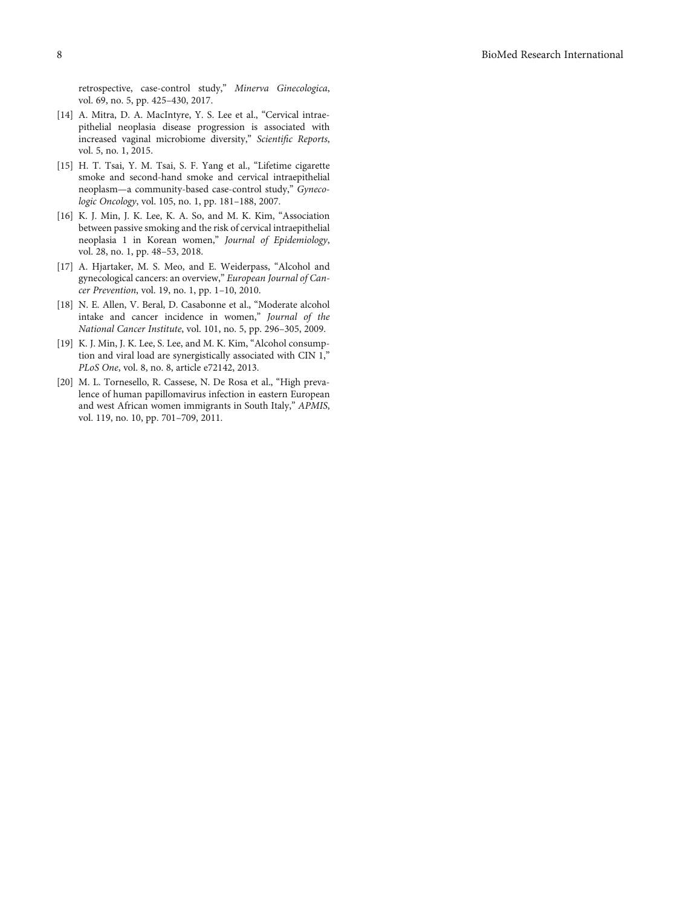retrospective, case-control study," *Minerva Ginecologica*, vol. 69, no. 5, pp. 425–430, 2017.

[14] A. Mitra, D. A. MacIntyre, Y. S. Lee et al., "Cervical intraepithelial neoplasia disease progression is associated with increased vaginal microbiome diversity," *Scientific Reports*, vol. 5, no. 1, 2015.

[15] H. T. Tsai, Y. M. Tsai, S. F. Yang et al., "Lifetime cigarette smoke and second-hand smoke and cervical intraepithelial neoplasm—a community-based case-control study," *Gynecologic Oncology*, vol. 105, no. 1, pp. 181–188, 2007.

[16] K. J. Min, J. K. Lee, K. A. So, and M. K. Kim, "Association between passive smoking and the risk of cervical intraepithelial neoplasia 1 in Korean women," *Journal of Epidemiology*, vol. 28, no. 1, pp. 48–53, 2018.

[17] A. Hjartaker, M. S. Meo, and E. Weiderpass, "Alcohol and gynecological cancers: an overview," *European Journal of Cancer Prevention*, vol. 19, no. 1, pp. 1–10, 2010.

[18] N. E. Allen, V. Beral, D. Casabonne et al., "Moderate alcohol intake and cancer incidence in women," *Journal of the National Cancer Institute*, vol. 101, no. 5, pp. 296–305, 2009.

[19] K. J. Min, J. K. Lee, S. Lee, and M. K. Kim, "Alcohol consumption and viral load are synergistically associated with CIN 1," *PLoS One*, vol. 8, no. 8, article e72142, 2013.

[20] M. L. Tornesello, R. Cassese, N. De Rosa et al., "High prevalence of human papillomavirus infection in eastern European and west African women immigrants in South Italy," *APMIS*, vol. 119, no. 10, pp. 701–709, 2011.